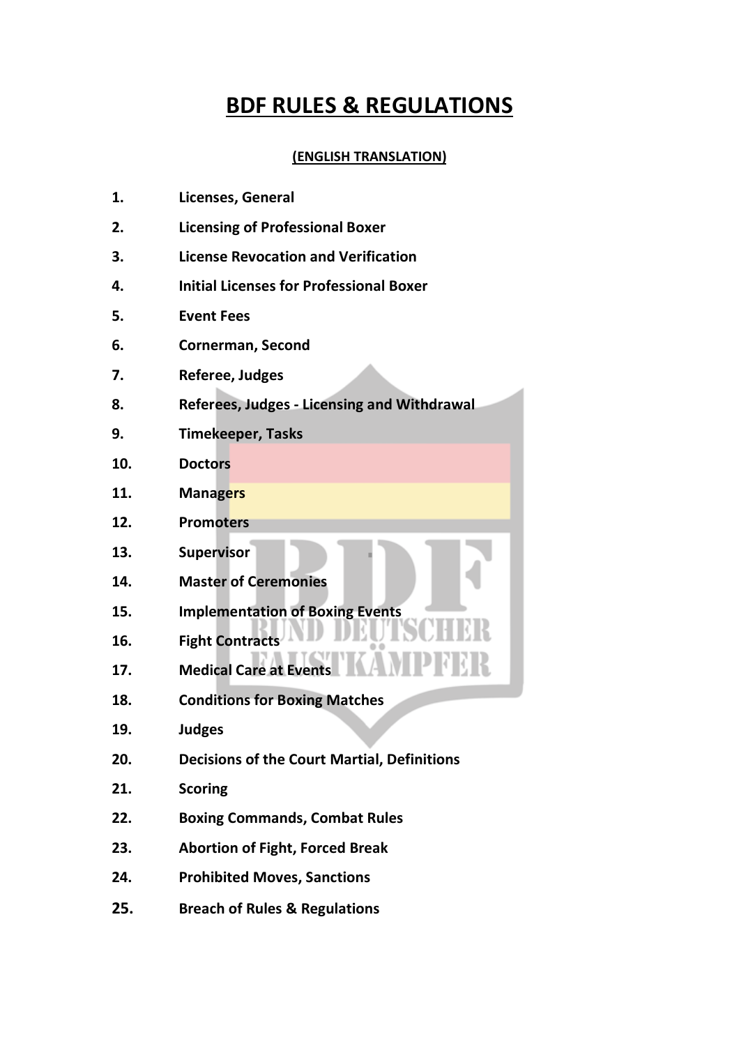# BDF RULES & REGULATIONS

**(ENGLISH TRANSLATION)**

1. **Licenses, General**
2. **Licensing of Professional Boxer**
3. **License Revocation and Verification**
4. **Initial Licenses for Professional Boxer**
5. **Event Fees**
6. **Cornerman, Second**
7. **Referee, Judges**
8. **Referees, Judges - Licensing and Withdrawal**
9. **Timekeeper, Tasks**
10. **Doctors**
11. **Managers**
12. **Promoters**
13. **Supervisor**
14. **Master of Ceremonies**
15. **Implementation of Boxing Events**
16. **Fight Contracts**
17. **Medical Care at Events**
18. **Conditions for Boxing Matches**
19. **Judges**
20. **Decisions of the Court Martial, Definitions**
21. **Scoring**
22. **Boxing Commands, Combat Rules**
23. **Abortion of Fight, Forced Break**
24. **Prohibited Moves, Sanctions**
25. **Breach of Rules & Regulations**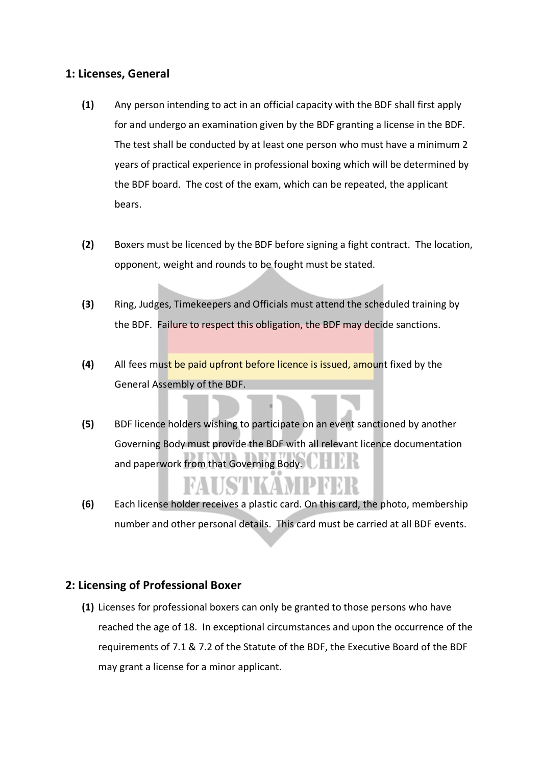## 1: Licenses, General

**(1)** Any person intending to act in an official capacity with the BDF shall first apply for and undergo an examination given by the BDF granting a license in the BDF. The test shall be conducted by at least one person who must have a minimum 2 years of practical experience in professional boxing which will be determined by the BDF board. The cost of the exam, which can be repeated, the applicant bears.

**(2)** Boxers must be licenced by the BDF before signing a fight contract. The location, opponent, weight and rounds to be fought must be stated.

**(3)** Ring, Judges, Timekeepers and Officials must attend the scheduled training by the BDF. Failure to respect this obligation, the BDF may decide sanctions.

**(4)** All fees must be paid upfront before licence is issued, amount fixed by the General Assembly of the BDF.

**(5)** BDF licence holders wishing to participate on an event sanctioned by another Governing Body must provide the BDF with all relevant licence documentation and paperwork from that Governing Body.

**(6)** Each license holder receives a plastic card. On this card, the photo, membership number and other personal details. This card must be carried at all BDF events.

## 2: Licensing of Professional Boxer

**(1)** Licenses for professional boxers can only be granted to those persons who have reached the age of 18. In exceptional circumstances and upon the occurrence of the requirements of 7.1 & 7.2 of the Statute of the BDF, the Executive Board of the BDF may grant a license for a minor applicant.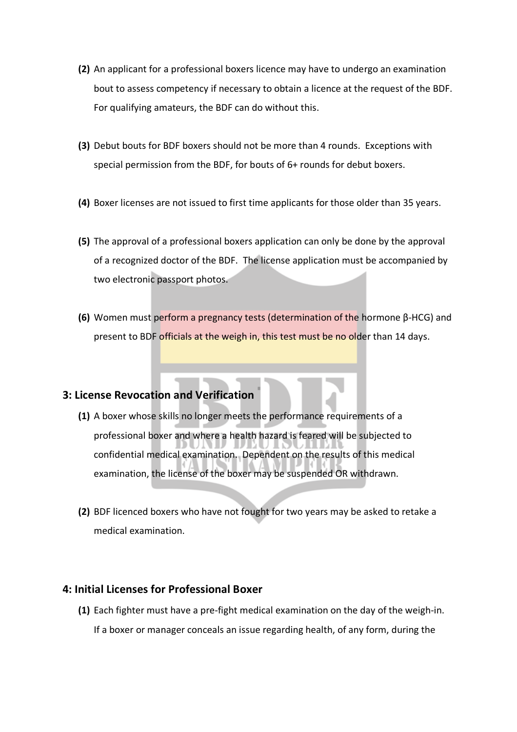**(2)** An applicant for a professional boxers licence may have to undergo an examination bout to assess competency if necessary to obtain a licence at the request of the BDF. For qualifying amateurs, the BDF can do without this.

**(3)** Debut bouts for BDF boxers should not be more than 4 rounds. Exceptions with special permission from the BDF, for bouts of 6+ rounds for debut boxers.

**(4)** Boxer licenses are not issued to first time applicants for those older than 35 years.

**(5)** The approval of a professional boxers application can only be done by the approval of a recognized doctor of the BDF. The license application must be accompanied by two electronic passport photos.

**(6)** Women must perform a pregnancy tests (determination of the hormone β-HCG) and present to BDF officials at the weigh in, this test must be no older than 14 days.

## 3: License Revocation and Verification

**(1)** A boxer whose skills no longer meets the performance requirements of a professional boxer and where a health hazard is feared will be subjected to confidential medical examination. Dependent on the results of this medical examination, the license of the boxer may be suspended OR withdrawn.

**(2)** BDF licenced boxers who have not fought for two years may be asked to retake a medical examination.

## 4: Initial Licenses for Professional Boxer

**(1)** Each fighter must have a pre-fight medical examination on the day of the weigh-in. If a boxer or manager conceals an issue regarding health, of any form, during the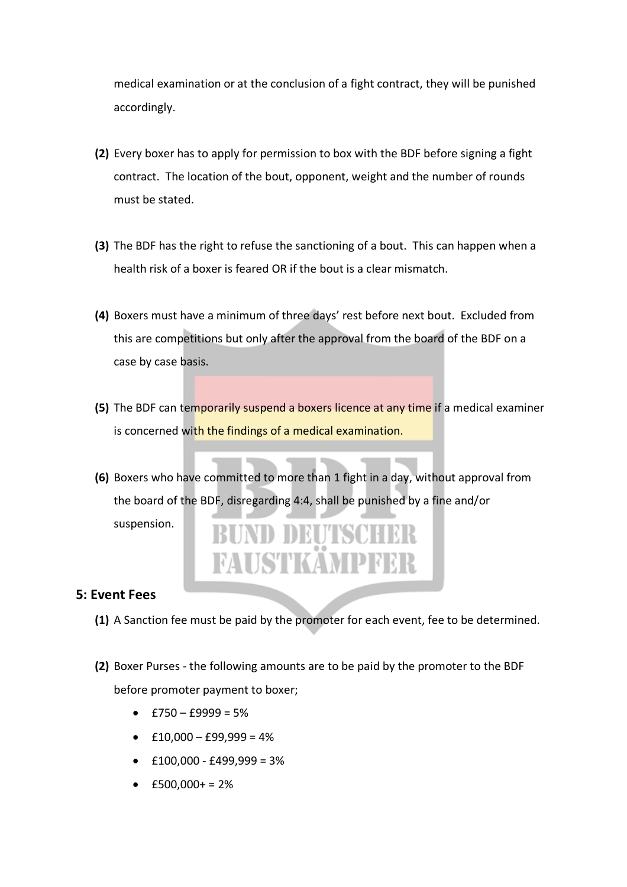medical examination or at the conclusion of a fight contract, they will be punished accordingly.

**(2)** Every boxer has to apply for permission to box with the BDF before signing a fight contract. The location of the bout, opponent, weight and the number of rounds must be stated.

**(3)** The BDF has the right to refuse the sanctioning of a bout. This can happen when a health risk of a boxer is feared OR if the bout is a clear mismatch.

**(4)** Boxers must have a minimum of three days' rest before next bout. Excluded from this are competitions but only after the approval from the board of the BDF on a case by case basis.

**(5)** The BDF can temporarily suspend a boxers licence at any time if a medical examiner is concerned with the findings of a medical examination.

**(6)** Boxers who have committed to more than 1 fight in a day, without approval from the board of the BDF, disregarding 4:4, shall be punished by a fine and/or suspension.

## 5: Event Fees

**(1)** A Sanction fee must be paid by the promoter for each event, fee to be determined.

**(2)** Boxer Purses - the following amounts are to be paid by the promoter to the BDF before promoter payment to boxer;

- £750 – £9999 = 5%
- £10,000 – £99,999 = 4%
- £100,000 - £499,999 = 3%
- £500,000+ = 2%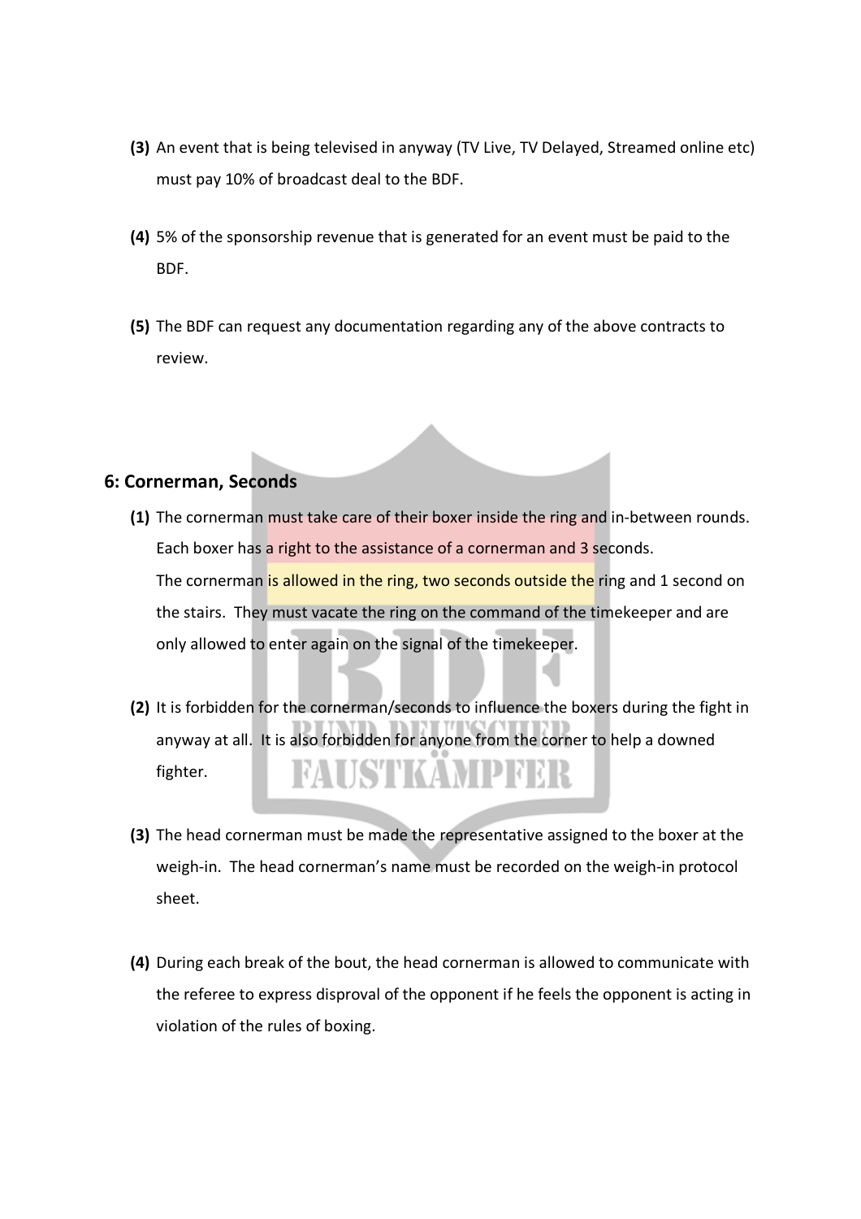(3) An event that is being televised in anyway (TV Live, TV Delayed, Streamed online etc) must pay 10% of broadcast deal to the BDF.

(4) 5% of the sponsorship revenue that is generated for an event must be paid to the BDF.

(5) The BDF can request any documentation regarding any of the above contracts to review.

## 6: Cornerman, Seconds

(1) The cornerman must take care of their boxer inside the ring and in-between rounds. Each boxer has a right to the assistance of a cornerman and 3 seconds. The cornerman is allowed in the ring, two seconds outside the ring and 1 second on the stairs. They must vacate the ring on the command of the timekeeper and are only allowed to enter again on the signal of the timekeeper.

(2) It is forbidden for the cornerman/seconds to influence the boxers during the fight in anyway at all. It is also forbidden for anyone from the corner to help a downed fighter.

(3) The head cornerman must be made the representative assigned to the boxer at the weigh-in. The head cornerman's name must be recorded on the weigh-in protocol sheet.

(4) During each break of the bout, the head cornerman is allowed to communicate with the referee to express disproval of the opponent if he feels the opponent is acting in violation of the rules of boxing.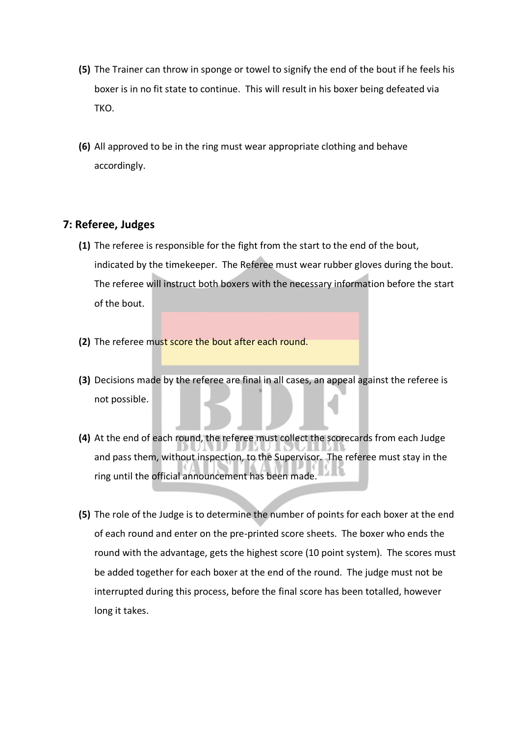**(5)** The Trainer can throw in sponge or towel to signify the end of the bout if he feels his boxer is in no fit state to continue. This will result in his boxer being defeated via TKO.

**(6)** All approved to be in the ring must wear appropriate clothing and behave accordingly.

## 7: Referee, Judges

**(1)** The referee is responsible for the fight from the start to the end of the bout, indicated by the timekeeper. The Referee must wear rubber gloves during the bout. The referee will instruct both boxers with the necessary information before the start of the bout.

**(2)** The referee must score the bout after each round.

**(3)** Decisions made by the referee are final in all cases, an appeal against the referee is not possible.

**(4)** At the end of each round, the referee must collect the scorecards from each Judge and pass them, without inspection, to the Supervisor. The referee must stay in the ring until the official announcement has been made.

**(5)** The role of the Judge is to determine the number of points for each boxer at the end of each round and enter on the pre-printed score sheets. The boxer who ends the round with the advantage, gets the highest score (10 point system). The scores must be added together for each boxer at the end of the round. The judge must not be interrupted during this process, before the final score has been totalled, however long it takes.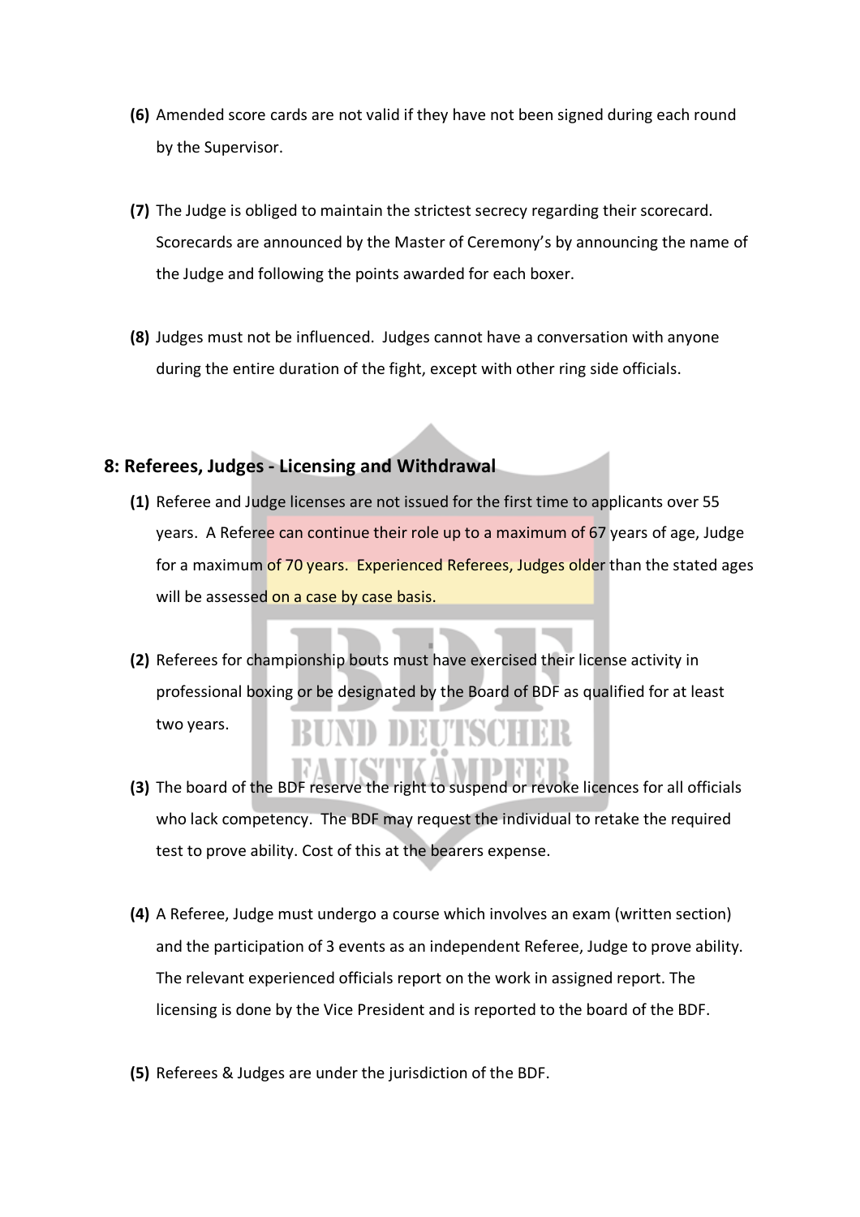**(6)** Amended score cards are not valid if they have not been signed during each round by the Supervisor.

**(7)** The Judge is obliged to maintain the strictest secrecy regarding their scorecard. Scorecards are announced by the Master of Ceremony's by announcing the name of the Judge and following the points awarded for each boxer.

**(8)** Judges must not be influenced. Judges cannot have a conversation with anyone during the entire duration of the fight, except with other ring side officials.

## 8: Referees, Judges - Licensing and Withdrawal

**(1)** Referee and Judge licenses are not issued for the first time to applicants over 55 years. A Referee can continue their role up to a maximum of 67 years of age, Judge for a maximum of 70 years. Experienced Referees, Judges older than the stated ages will be assessed on a case by case basis.

**(2)** Referees for championship bouts must have exercised their license activity in professional boxing or be designated by the Board of BDF as qualified for at least two years.

**(3)** The board of the BDF reserve the right to suspend or revoke licences for all officials who lack competency. The BDF may request the individual to retake the required test to prove ability. Cost of this at the bearers expense.

**(4)** A Referee, Judge must undergo a course which involves an exam (written section) and the participation of 3 events as an independent Referee, Judge to prove ability. The relevant experienced officials report on the work in assigned report. The licensing is done by the Vice President and is reported to the board of the BDF.

**(5)** Referees & Judges are under the jurisdiction of the BDF.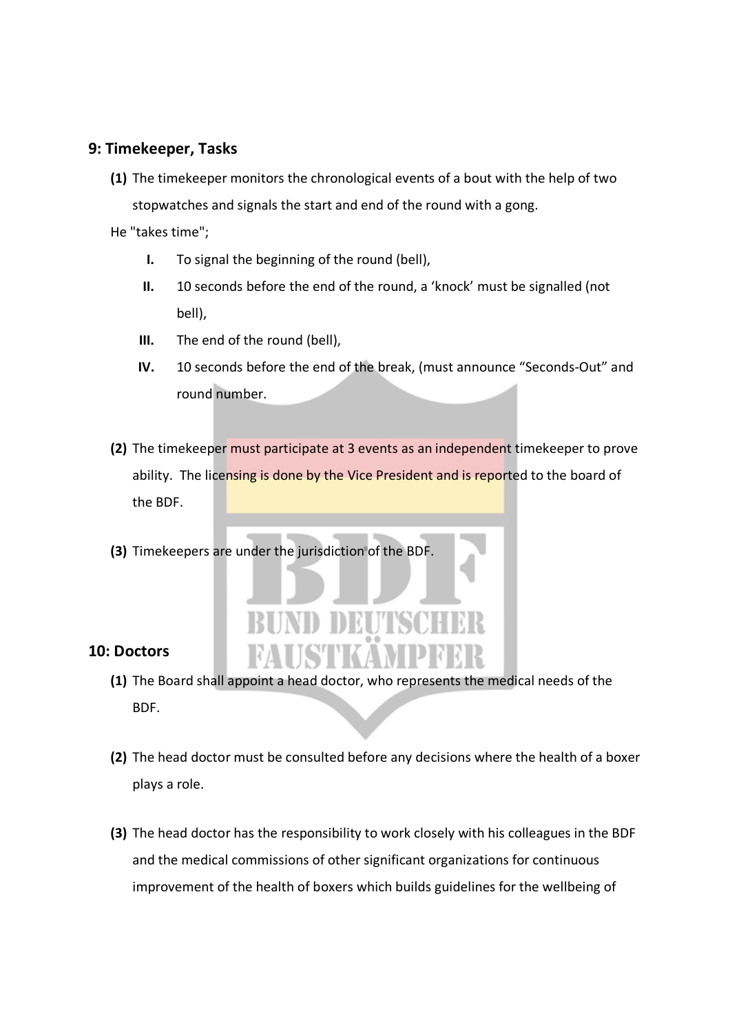## 9: Timekeeper, Tasks

**(1)** The timekeeper monitors the chronological events of a bout with the help of two stopwatches and signals the start and end of the round with a gong.

He "takes time";

- **I.** To signal the beginning of the round (bell),
- **II.** 10 seconds before the end of the round, a 'knock' must be signalled (not bell),
- **III.** The end of the round (bell),
- **IV.** 10 seconds before the end of the break, (must announce "Seconds-Out" and round number.

**(2)** The timekeeper must participate at 3 events as an independent timekeeper to prove ability. The licensing is done by the Vice President and is reported to the board of the BDF.

**(3)** Timekeepers are under the jurisdiction of the BDF.

## 10: Doctors

**(1)** The Board shall appoint a head doctor, who represents the medical needs of the BDF.

**(2)** The head doctor must be consulted before any decisions where the health of a boxer plays a role.

**(3)** The head doctor has the responsibility to work closely with his colleagues in the BDF and the medical commissions of other significant organizations for continuous improvement of the health of boxers which builds guidelines for the wellbeing of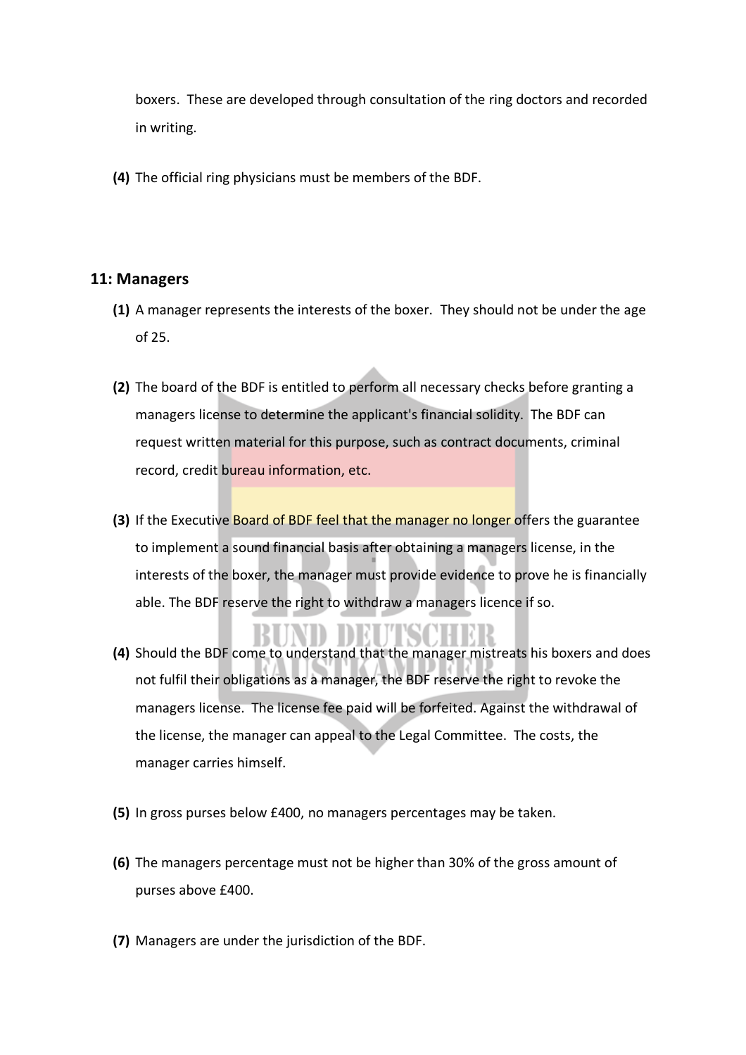boxers. These are developed through consultation of the ring doctors and recorded in writing.

**(4)** The official ring physicians must be members of the BDF.

## 11: Managers

**(1)** A manager represents the interests of the boxer. They should not be under the age of 25.

**(2)** The board of the BDF is entitled to perform all necessary checks before granting a managers license to determine the applicant's financial solidity. The BDF can request written material for this purpose, such as contract documents, criminal record, credit bureau information, etc.

**(3)** If the Executive Board of BDF feel that the manager no longer offers the guarantee to implement a sound financial basis after obtaining a managers license, in the interests of the boxer, the manager must provide evidence to prove he is financially able. The BDF reserve the right to withdraw a managers licence if so.

**(4)** Should the BDF come to understand that the manager mistreats his boxers and does not fulfil their obligations as a manager, the BDF reserve the right to revoke the managers license. The license fee paid will be forfeited. Against the withdrawal of the license, the manager can appeal to the Legal Committee. The costs, the manager carries himself.

**(5)** In gross purses below £400, no managers percentages may be taken.

**(6)** The managers percentage must not be higher than 30% of the gross amount of purses above £400.

**(7)** Managers are under the jurisdiction of the BDF.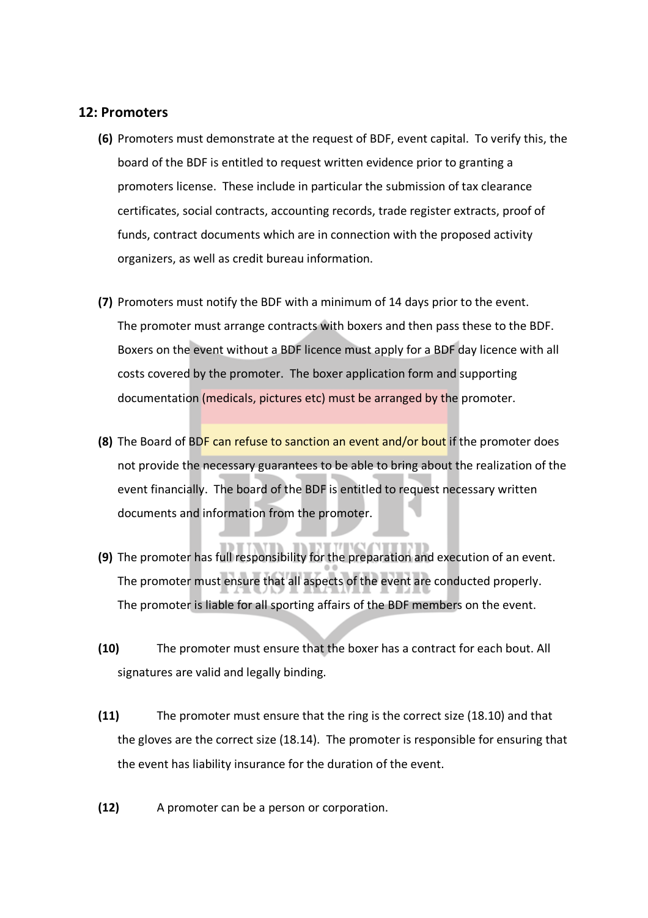## 12: Promoters

**(6)** Promoters must demonstrate at the request of BDF, event capital. To verify this, the board of the BDF is entitled to request written evidence prior to granting a promoters license. These include in particular the submission of tax clearance certificates, social contracts, accounting records, trade register extracts, proof of funds, contract documents which are in connection with the proposed activity organizers, as well as credit bureau information.

**(7)** Promoters must notify the BDF with a minimum of 14 days prior to the event. The promoter must arrange contracts with boxers and then pass these to the BDF. Boxers on the event without a BDF licence must apply for a BDF day licence with all costs covered by the promoter. The boxer application form and supporting documentation (medicals, pictures etc) must be arranged by the promoter.

**(8)** The Board of BDF can refuse to sanction an event and/or bout if the promoter does not provide the necessary guarantees to be able to bring about the realization of the event financially. The board of the BDF is entitled to request necessary written documents and information from the promoter.

**(9)** The promoter has full responsibility for the preparation and execution of an event. The promoter must ensure that all aspects of the event are conducted properly. The promoter is liable for all sporting affairs of the BDF members on the event.

**(10)** The promoter must ensure that the boxer has a contract for each bout. All signatures are valid and legally binding.

**(11)** The promoter must ensure that the ring is the correct size (18.10) and that the gloves are the correct size (18.14). The promoter is responsible for ensuring that the event has liability insurance for the duration of the event.

**(12)** A promoter can be a person or corporation.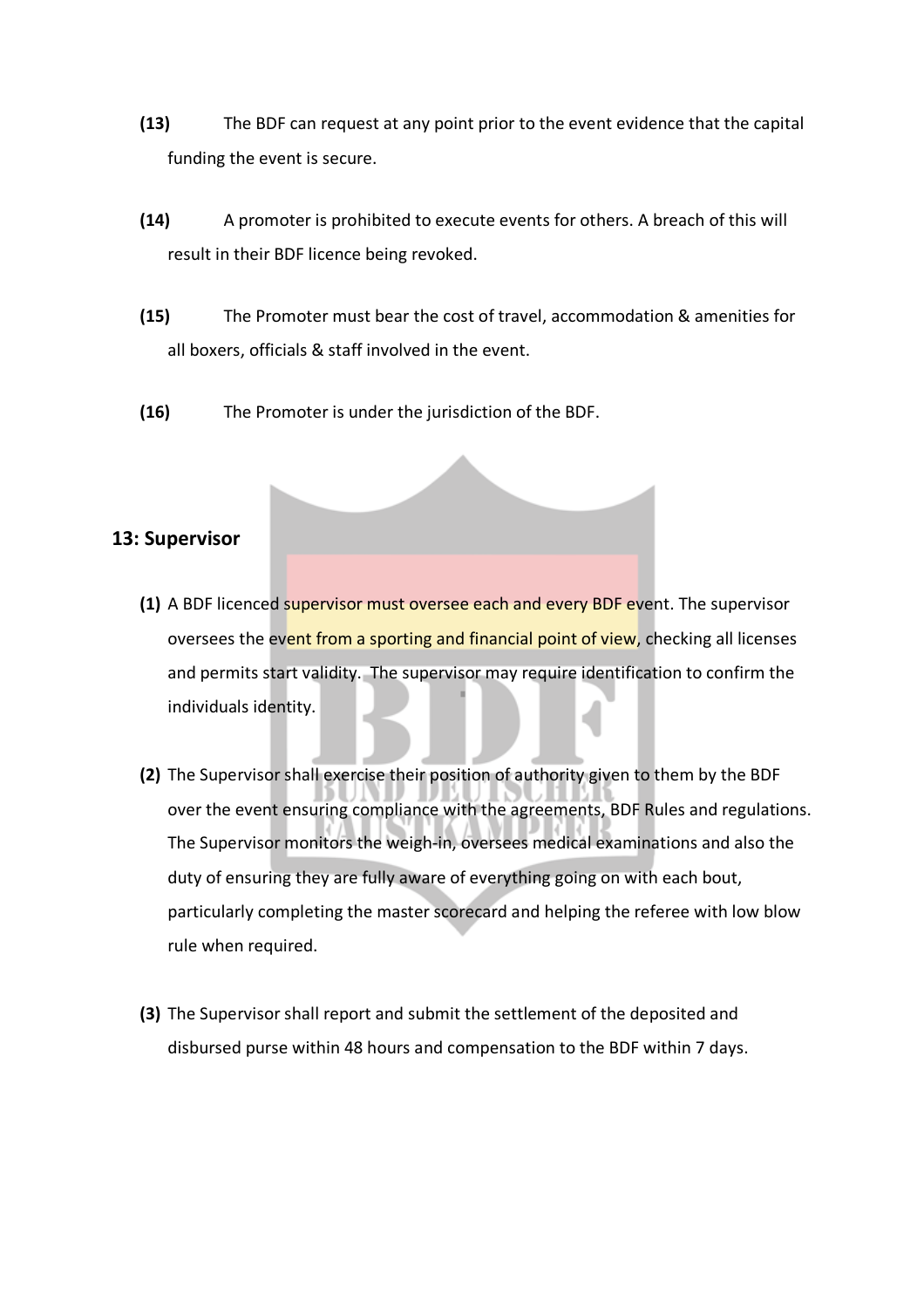**(13)** The BDF can request at any point prior to the event evidence that the capital funding the event is secure.

**(14)** A promoter is prohibited to execute events for others. A breach of this will result in their BDF licence being revoked.

**(15)** The Promoter must bear the cost of travel, accommodation & amenities for all boxers, officials & staff involved in the event.

**(16)** The Promoter is under the jurisdiction of the BDF.

## 13: Supervisor

**(1)** A BDF licenced supervisor must oversee each and every BDF event. The supervisor oversees the event from a sporting and financial point of view, checking all licenses and permits start validity. The supervisor may require identification to confirm the individuals identity.

**(2)** The Supervisor shall exercise their position of authority given to them by the BDF over the event ensuring compliance with the agreements, BDF Rules and regulations. The Supervisor monitors the weigh-in, oversees medical examinations and also the duty of ensuring they are fully aware of everything going on with each bout, particularly completing the master scorecard and helping the referee with low blow rule when required.

**(3)** The Supervisor shall report and submit the settlement of the deposited and disbursed purse within 48 hours and compensation to the BDF within 7 days.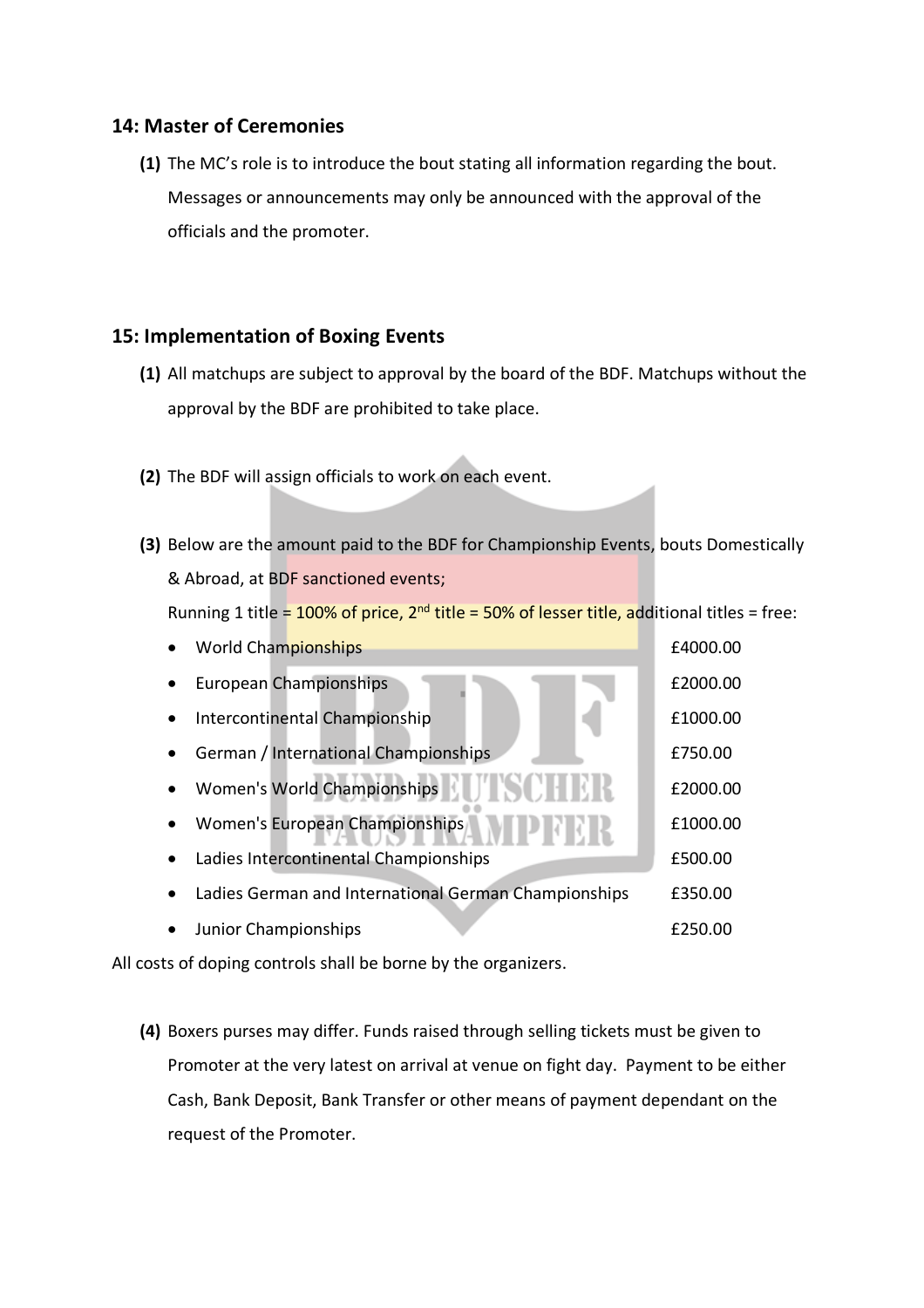## 14: Master of Ceremonies

**(1)** The MC's role is to introduce the bout stating all information regarding the bout. Messages or announcements may only be announced with the approval of the officials and the promoter.

## 15: Implementation of Boxing Events

**(1)** All matchups are subject to approval by the board of the BDF. Matchups without the approval by the BDF are prohibited to take place.

**(2)** The BDF will assign officials to work on each event.

**(3)** Below are the amount paid to the BDF for Championship Events, bouts Domestically & Abroad, at BDF sanctioned events;

Running 1 title = 100% of price, 2nd title = 50% of lesser title, additional titles = free:

- World Championships — £4000.00
- European Championships — £2000.00
- Intercontinental Championship — £1000.00
- German / International Championships — £750.00
- Women's World Championships — £2000.00
- Women's European Championships — £1000.00
- Ladies Intercontinental Championships — £500.00
- Ladies German and International German Championships — £350.00
- Junior Championships — £250.00

All costs of doping controls shall be borne by the organizers.

**(4)** Boxers purses may differ. Funds raised through selling tickets must be given to Promoter at the very latest on arrival at venue on fight day. Payment to be either Cash, Bank Deposit, Bank Transfer or other means of payment dependant on the request of the Promoter.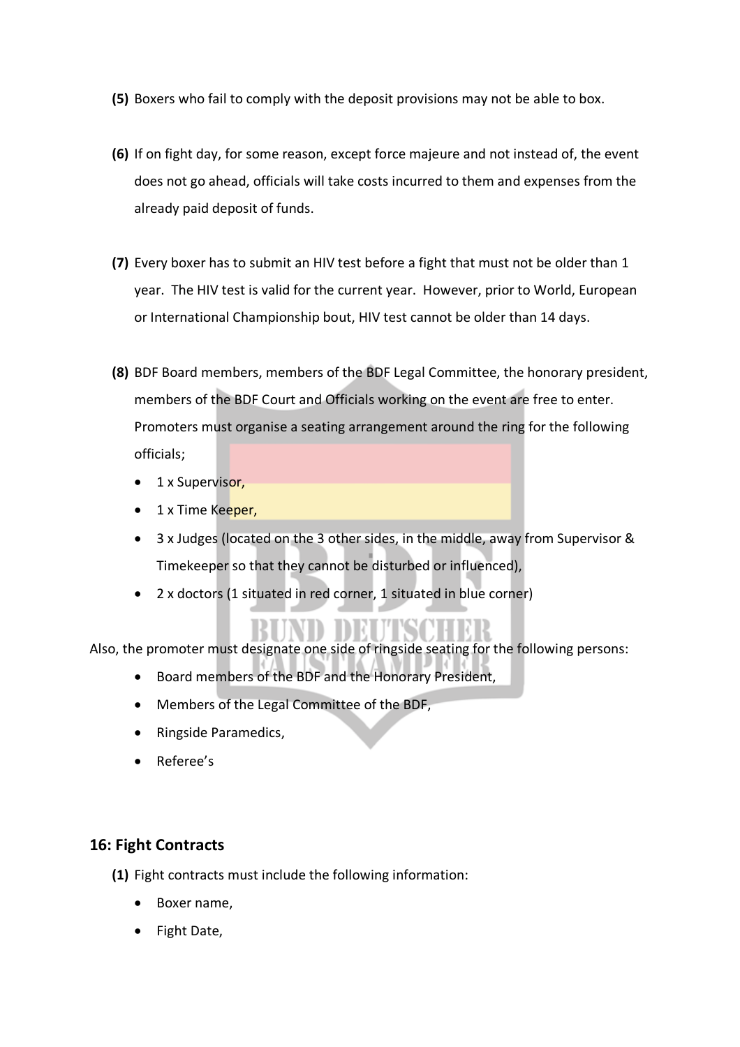**(5)** Boxers who fail to comply with the deposit provisions may not be able to box.

**(6)** If on fight day, for some reason, except force majeure and not instead of, the event does not go ahead, officials will take costs incurred to them and expenses from the already paid deposit of funds.

**(7)** Every boxer has to submit an HIV test before a fight that must not be older than 1 year. The HIV test is valid for the current year. However, prior to World, European or International Championship bout, HIV test cannot be older than 14 days.

**(8)** BDF Board members, members of the BDF Legal Committee, the honorary president, members of the BDF Court and Officials working on the event are free to enter. Promoters must organise a seating arrangement around the ring for the following officials;

- 1 x Supervisor,
- 1 x Time Keeper,
- 3 x Judges (located on the 3 other sides, in the middle, away from Supervisor & Timekeeper so that they cannot be disturbed or influenced),
- 2 x doctors (1 situated in red corner, 1 situated in blue corner)

Also, the promoter must designate one side of ringside seating for the following persons:

- Board members of the BDF and the Honorary President,
- Members of the Legal Committee of the BDF,
- Ringside Paramedics,
- Referee's

## 16: Fight Contracts

**(1)** Fight contracts must include the following information:

- Boxer name,
- Fight Date,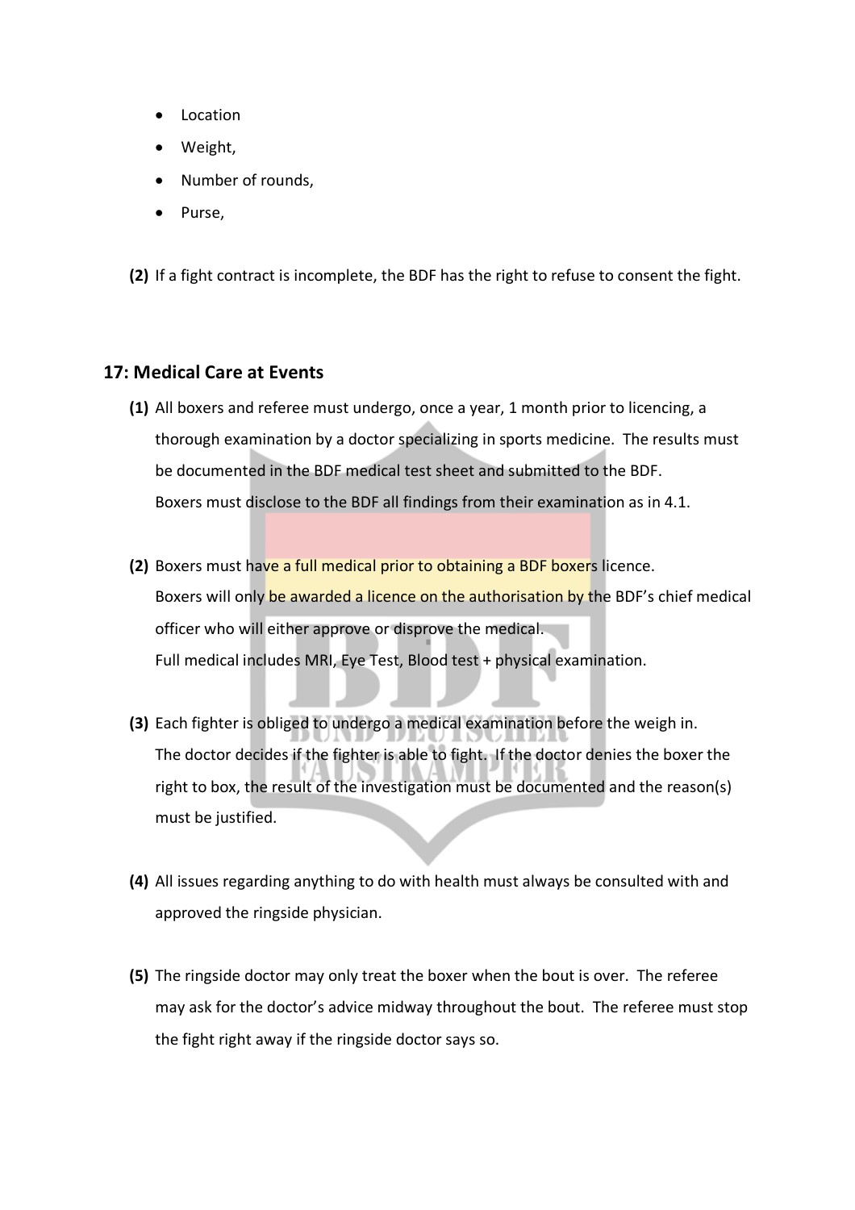- Location
- Weight,
- Number of rounds,
- Purse,

**(2)** If a fight contract is incomplete, the BDF has the right to refuse to consent the fight.

## 17: Medical Care at Events

**(1)** All boxers and referee must undergo, once a year, 1 month prior to licencing, a thorough examination by a doctor specializing in sports medicine. The results must be documented in the BDF medical test sheet and submitted to the BDF.
Boxers must disclose to the BDF all findings from their examination as in 4.1.

**(2)** Boxers must have a full medical prior to obtaining a BDF boxers licence.
Boxers will only be awarded a licence on the authorisation by the BDF's chief medical officer who will either approve or disprove the medical.
Full medical includes MRI, Eye Test, Blood test + physical examination.

**(3)** Each fighter is obliged to undergo a medical examination before the weigh in.
The doctor decides if the fighter is able to fight. If the doctor denies the boxer the right to box, the result of the investigation must be documented and the reason(s) must be justified.

**(4)** All issues regarding anything to do with health must always be consulted with and approved the ringside physician.

**(5)** The ringside doctor may only treat the boxer when the bout is over. The referee may ask for the doctor's advice midway throughout the bout. The referee must stop the fight right away if the ringside doctor says so.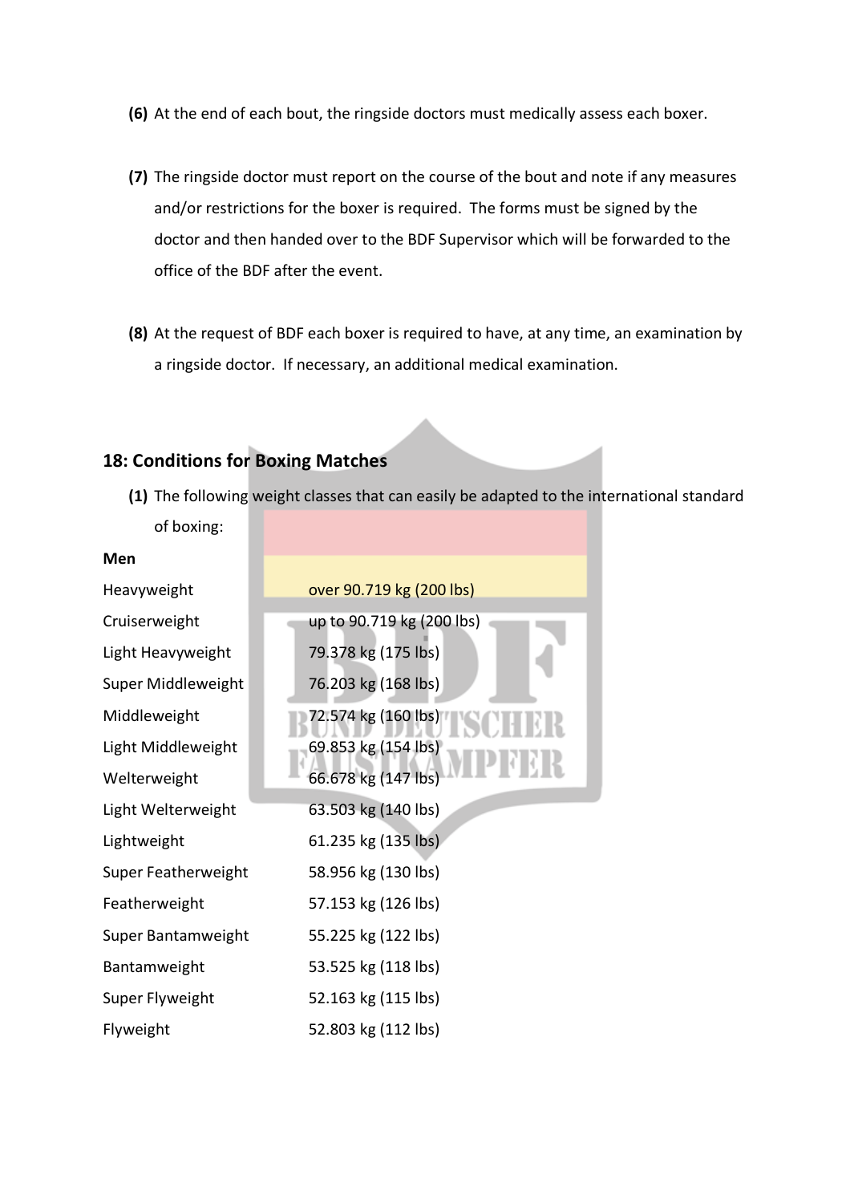**(6)** At the end of each bout, the ringside doctors must medically assess each boxer.

**(7)** The ringside doctor must report on the course of the bout and note if any measures and/or restrictions for the boxer is required. The forms must be signed by the doctor and then handed over to the BDF Supervisor which will be forwarded to the office of the BDF after the event.

**(8)** At the request of BDF each boxer is required to have, at any time, an examination by a ringside doctor. If necessary, an additional medical examination.

## 18: Conditions for Boxing Matches

**(1)** The following weight classes that can easily be adapted to the international standard of boxing:

**Men**

| | |
|---|---|
| Heavyweight | over 90.719 kg (200 lbs) |
| Cruiserweight | up to 90.719 kg (200 lbs) |
| Light Heavyweight | 79.378 kg (175 lbs) |
| Super Middleweight | 76.203 kg (168 lbs) |
| Middleweight | 72.574 kg (160 lbs) |
| Light Middleweight | 69.853 kg (154 lbs) |
| Welterweight | 66.678 kg (147 lbs) |
| Light Welterweight | 63.503 kg (140 lbs) |
| Lightweight | 61.235 kg (135 lbs) |
| Super Featherweight | 58.956 kg (130 lbs) |
| Featherweight | 57.153 kg (126 lbs) |
| Super Bantamweight | 55.225 kg (122 lbs) |
| Bantamweight | 53.525 kg (118 lbs) |
| Super Flyweight | 52.163 kg (115 lbs) |
| Flyweight | 52.803 kg (112 lbs) |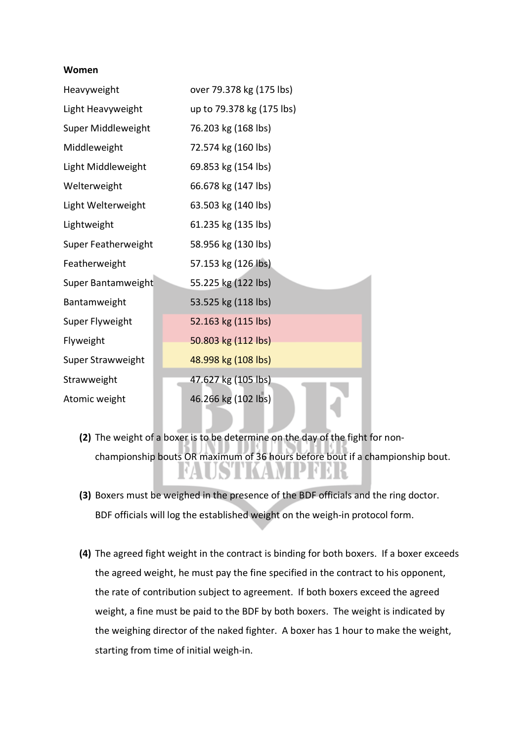**Women**

| | |
|---|---|
| Heavyweight | over 79.378 kg (175 lbs) |
| Light Heavyweight | up to 79.378 kg (175 lbs) |
| Super Middleweight | 76.203 kg (168 lbs) |
| Middleweight | 72.574 kg (160 lbs) |
| Light Middleweight | 69.853 kg (154 lbs) |
| Welterweight | 66.678 kg (147 lbs) |
| Light Welterweight | 63.503 kg (140 lbs) |
| Lightweight | 61.235 kg (135 lbs) |
| Super Featherweight | 58.956 kg (130 lbs) |
| Featherweight | 57.153 kg (126 lbs) |
| Super Bantamweight | 55.225 kg (122 lbs) |
| Bantamweight | 53.525 kg (118 lbs) |
| Super Flyweight | 52.163 kg (115 lbs) |
| Flyweight | 50.803 kg (112 lbs) |
| Super Strawweight | 48.998 kg (108 lbs) |
| Strawweight | 47.627 kg (105 lbs) |
| Atomic weight | 46.266 kg (102 lbs) |

**(2)** The weight of a boxer is to be determine on the day of the fight for non-championship bouts OR maximum of 36 hours before bout if a championship bout.

**(3)** Boxers must be weighed in the presence of the BDF officials and the ring doctor. BDF officials will log the established weight on the weigh-in protocol form.

**(4)** The agreed fight weight in the contract is binding for both boxers. If a boxer exceeds the agreed weight, he must pay the fine specified in the contract to his opponent, the rate of contribution subject to agreement. If both boxers exceed the agreed weight, a fine must be paid to the BDF by both boxers. The weight is indicated by the weighing director of the naked fighter. A boxer has 1 hour to make the weight, starting from time of initial weigh-in.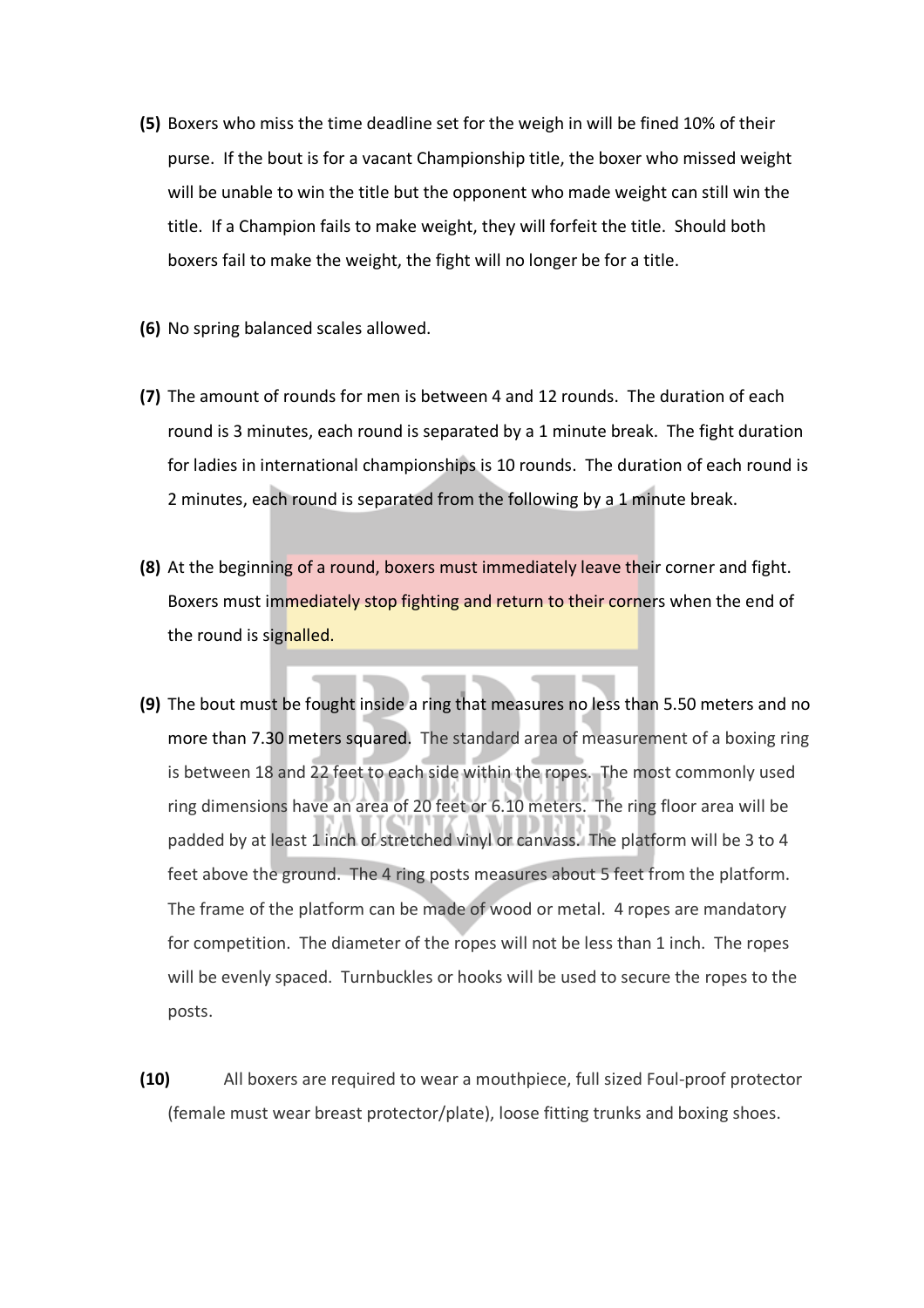**(5)** Boxers who miss the time deadline set for the weigh in will be fined 10% of their purse. If the bout is for a vacant Championship title, the boxer who missed weight will be unable to win the title but the opponent who made weight can still win the title. If a Champion fails to make weight, they will forfeit the title. Should both boxers fail to make the weight, the fight will no longer be for a title.

**(6)** No spring balanced scales allowed.

**(7)** The amount of rounds for men is between 4 and 12 rounds. The duration of each round is 3 minutes, each round is separated by a 1 minute break. The fight duration for ladies in international championships is 10 rounds. The duration of each round is 2 minutes, each round is separated from the following by a 1 minute break.

**(8)** At the beginning of a round, boxers must immediately leave their corner and fight. Boxers must immediately stop fighting and return to their corners when the end of the round is signalled.

**(9)** The bout must be fought inside a ring that measures no less than 5.50 meters and no more than 7.30 meters squared. The standard area of measurement of a boxing ring is between 18 and 22 feet to each side within the ropes. The most commonly used ring dimensions have an area of 20 feet or 6.10 meters. The ring floor area will be padded by at least 1 inch of stretched vinyl or canvass. The platform will be 3 to 4 feet above the ground. The 4 ring posts measures about 5 feet from the platform. The frame of the platform can be made of wood or metal. 4 ropes are mandatory for competition. The diameter of the ropes will not be less than 1 inch. The ropes will be evenly spaced. Turnbuckles or hooks will be used to secure the ropes to the posts.

**(10)** All boxers are required to wear a mouthpiece, full sized Foul-proof protector (female must wear breast protector/plate), loose fitting trunks and boxing shoes.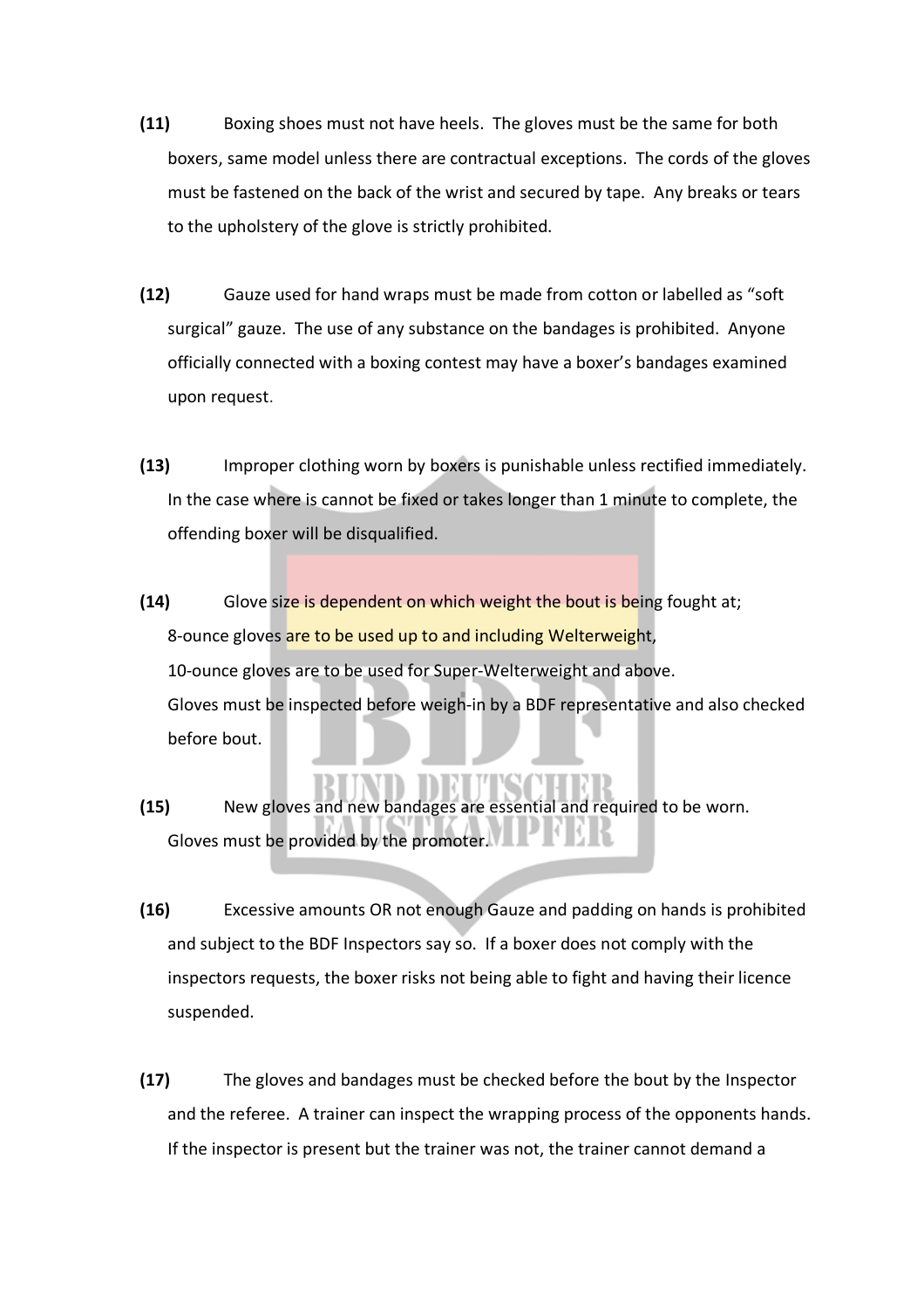**(11)** Boxing shoes must not have heels. The gloves must be the same for both boxers, same model unless there are contractual exceptions. The cords of the gloves must be fastened on the back of the wrist and secured by tape. Any breaks or tears to the upholstery of the glove is strictly prohibited.

**(12)** Gauze used for hand wraps must be made from cotton or labelled as "soft surgical" gauze. The use of any substance on the bandages is prohibited. Anyone officially connected with a boxing contest may have a boxer's bandages examined upon request.

**(13)** Improper clothing worn by boxers is punishable unless rectified immediately. In the case where is cannot be fixed or takes longer than 1 minute to complete, the offending boxer will be disqualified.

**(14)** Glove size is dependent on which weight the bout is being fought at;
8-ounce gloves are to be used up to and including Welterweight,
10-ounce gloves are to be used for Super-Welterweight and above.
Gloves must be inspected before weigh-in by a BDF representative and also checked before bout.

**(15)** New gloves and new bandages are essential and required to be worn. Gloves must be provided by the promoter.

**(16)** Excessive amounts OR not enough Gauze and padding on hands is prohibited and subject to the BDF Inspectors say so. If a boxer does not comply with the inspectors requests, the boxer risks not being able to fight and having their licence suspended.

**(17)** The gloves and bandages must be checked before the bout by the Inspector and the referee. A trainer can inspect the wrapping process of the opponents hands. If the inspector is present but the trainer was not, the trainer cannot demand a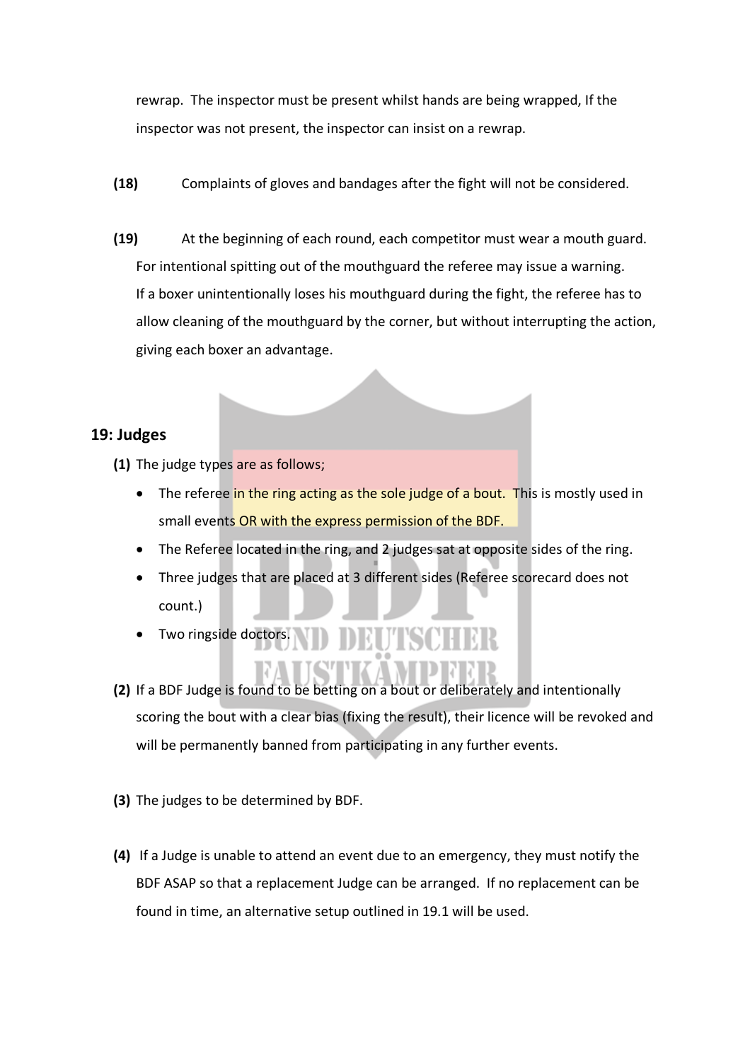rewrap. The inspector must be present whilst hands are being wrapped, If the inspector was not present, the inspector can insist on a rewrap.

**(18)** Complaints of gloves and bandages after the fight will not be considered.

**(19)** At the beginning of each round, each competitor must wear a mouth guard. For intentional spitting out of the mouthguard the referee may issue a warning. If a boxer unintentionally loses his mouthguard during the fight, the referee has to allow cleaning of the mouthguard by the corner, but without interrupting the action, giving each boxer an advantage.

## 19: Judges

**(1)** The judge types are as follows;

- The referee in the ring acting as the sole judge of a bout. This is mostly used in small events OR with the express permission of the BDF.
- The Referee located in the ring, and 2 judges sat at opposite sides of the ring.
- Three judges that are placed at 3 different sides (Referee scorecard does not count.)
- Two ringside doctors.

**(2)** If a BDF Judge is found to be betting on a bout or deliberately and intentionally scoring the bout with a clear bias (fixing the result), their licence will be revoked and will be permanently banned from participating in any further events.

**(3)** The judges to be determined by BDF.

**(4)** If a Judge is unable to attend an event due to an emergency, they must notify the BDF ASAP so that a replacement Judge can be arranged. If no replacement can be found in time, an alternative setup outlined in 19.1 will be used.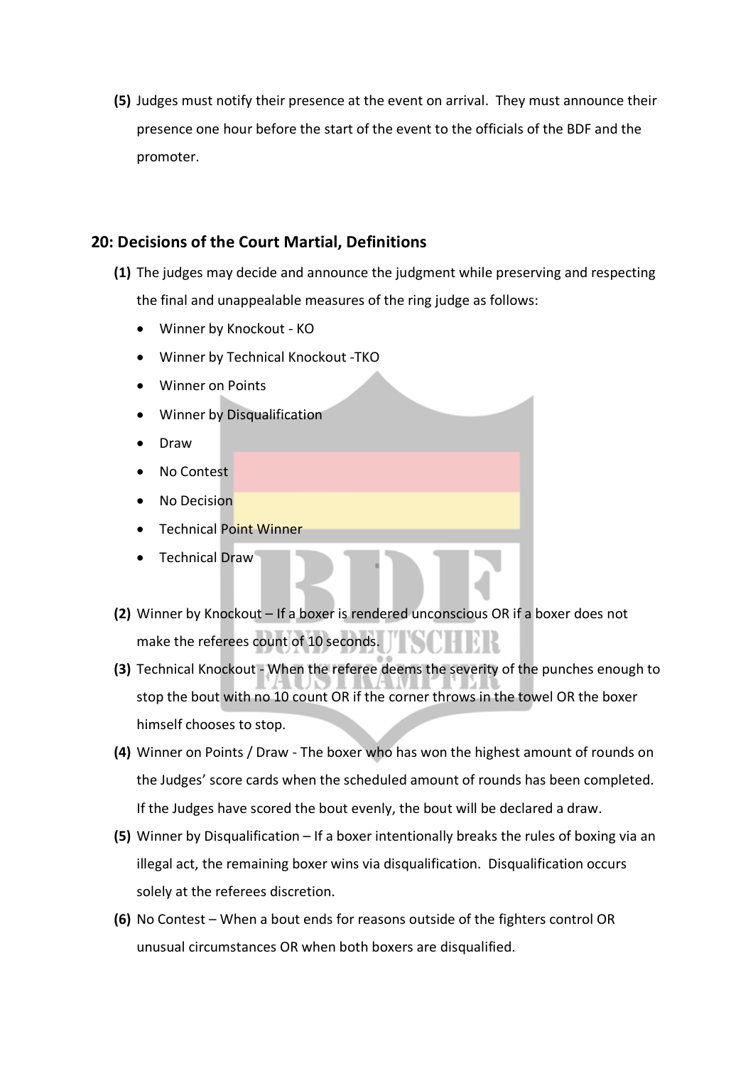**(5)** Judges must notify their presence at the event on arrival. They must announce their presence one hour before the start of the event to the officials of the BDF and the promoter.

## 20: Decisions of the Court Martial, Definitions

**(1)** The judges may decide and announce the judgment while preserving and respecting the final and unappealable measures of the ring judge as follows:

- Winner by Knockout - KO
- Winner by Technical Knockout -TKO
- Winner on Points
- Winner by Disqualification
- Draw
- No Contest
- No Decision
- Technical Point Winner
- Technical Draw

**(2)** Winner by Knockout – If a boxer is rendered unconscious OR if a boxer does not make the referees count of 10 seconds.

**(3)** Technical Knockout - When the referee deems the severity of the punches enough to stop the bout with no 10 count OR if the corner throws in the towel OR the boxer himself chooses to stop.

**(4)** Winner on Points / Draw - The boxer who has won the highest amount of rounds on the Judges' score cards when the scheduled amount of rounds has been completed. If the Judges have scored the bout evenly, the bout will be declared a draw.

**(5)** Winner by Disqualification – If a boxer intentionally breaks the rules of boxing via an illegal act, the remaining boxer wins via disqualification. Disqualification occurs solely at the referees discretion.

**(6)** No Contest – When a bout ends for reasons outside of the fighters control OR unusual circumstances OR when both boxers are disqualified.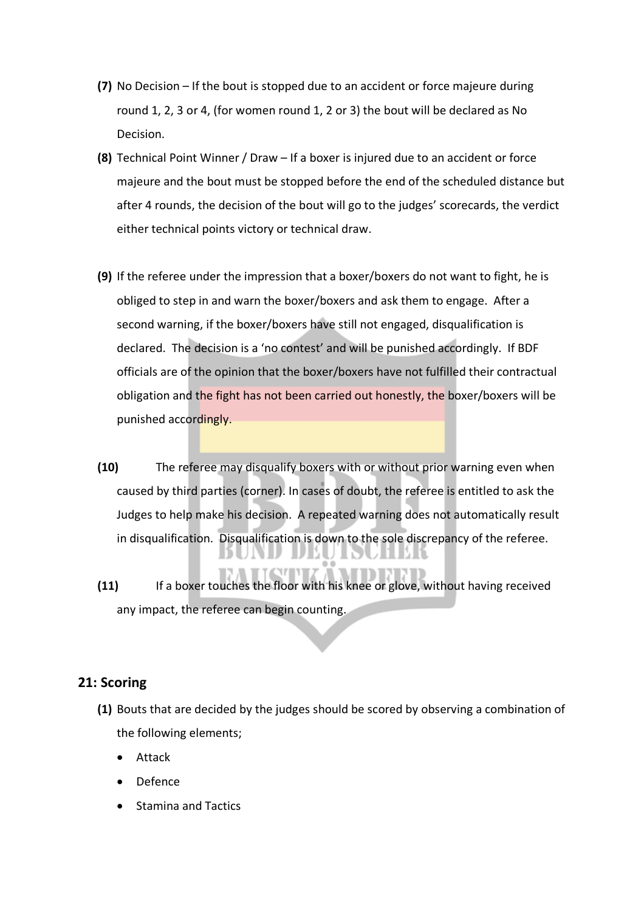**(7)** No Decision – If the bout is stopped due to an accident or force majeure during round 1, 2, 3 or 4, (for women round 1, 2 or 3) the bout will be declared as No Decision.

**(8)** Technical Point Winner / Draw – If a boxer is injured due to an accident or force majeure and the bout must be stopped before the end of the scheduled distance but after 4 rounds, the decision of the bout will go to the judges' scorecards, the verdict either technical points victory or technical draw.

**(9)** If the referee under the impression that a boxer/boxers do not want to fight, he is obliged to step in and warn the boxer/boxers and ask them to engage. After a second warning, if the boxer/boxers have still not engaged, disqualification is declared. The decision is a 'no contest' and will be punished accordingly. If BDF officials are of the opinion that the boxer/boxers have not fulfilled their contractual obligation and the fight has not been carried out honestly, the boxer/boxers will be punished accordingly.

**(10)** The referee may disqualify boxers with or without prior warning even when caused by third parties (corner). In cases of doubt, the referee is entitled to ask the Judges to help make his decision. A repeated warning does not automatically result in disqualification. Disqualification is down to the sole discrepancy of the referee.

**(11)** If a boxer touches the floor with his knee or glove, without having received any impact, the referee can begin counting.

## 21: Scoring

**(1)** Bouts that are decided by the judges should be scored by observing a combination of the following elements;

- Attack
- Defence
- Stamina and Tactics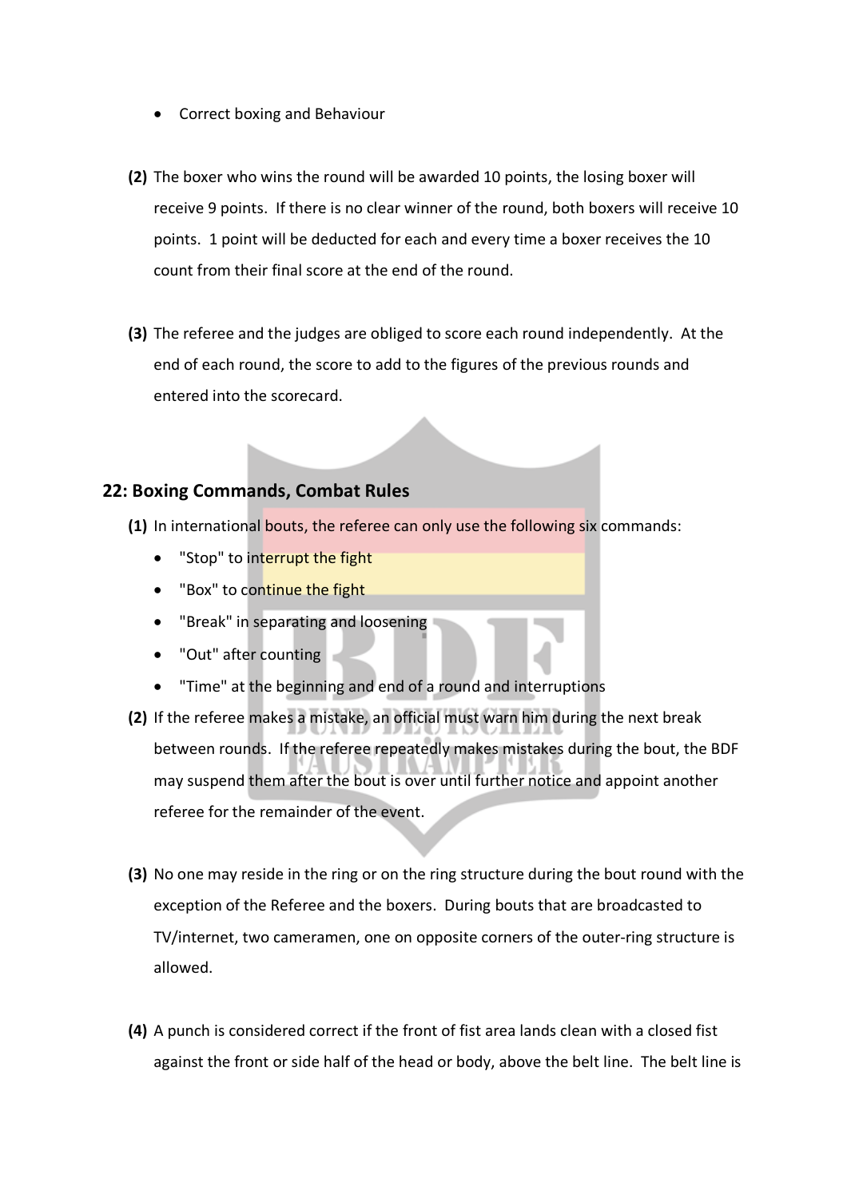- Correct boxing and Behaviour

**(2)** The boxer who wins the round will be awarded 10 points, the losing boxer will receive 9 points. If there is no clear winner of the round, both boxers will receive 10 points. 1 point will be deducted for each and every time a boxer receives the 10 count from their final score at the end of the round.

**(3)** The referee and the judges are obliged to score each round independently. At the end of each round, the score to add to the figures of the previous rounds and entered into the scorecard.

## 22: Boxing Commands, Combat Rules

**(1)** In international bouts, the referee can only use the following six commands:

- "Stop" to interrupt the fight
- "Box" to continue the fight
- "Break" in separating and loosening
- "Out" after counting
- "Time" at the beginning and end of a round and interruptions

**(2)** If the referee makes a mistake, an official must warn him during the next break between rounds. If the referee repeatedly makes mistakes during the bout, the BDF may suspend them after the bout is over until further notice and appoint another referee for the remainder of the event.

**(3)** No one may reside in the ring or on the ring structure during the bout round with the exception of the Referee and the boxers. During bouts that are broadcasted to TV/internet, two cameramen, one on opposite corners of the outer-ring structure is allowed.

**(4)** A punch is considered correct if the front of fist area lands clean with a closed fist against the front or side half of the head or body, above the belt line. The belt line is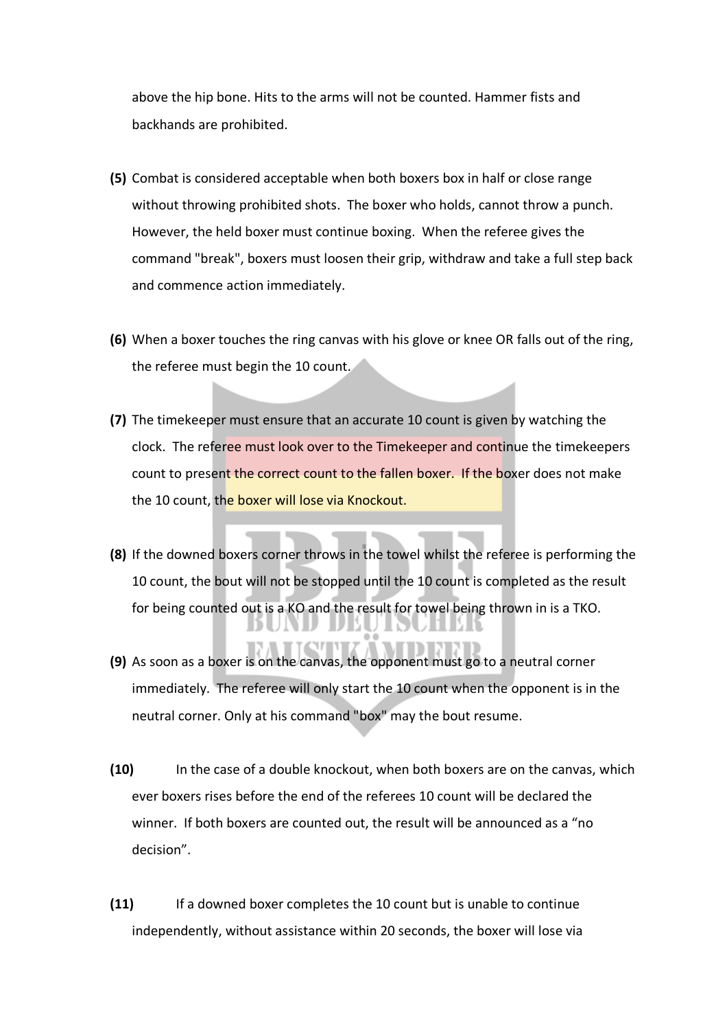above the hip bone. Hits to the arms will not be counted. Hammer fists and backhands are prohibited.

**(5)** Combat is considered acceptable when both boxers box in half or close range without throwing prohibited shots. The boxer who holds, cannot throw a punch. However, the held boxer must continue boxing. When the referee gives the command "break", boxers must loosen their grip, withdraw and take a full step back and commence action immediately.

**(6)** When a boxer touches the ring canvas with his glove or knee OR falls out of the ring, the referee must begin the 10 count.

**(7)** The timekeeper must ensure that an accurate 10 count is given by watching the clock. The referee must look over to the Timekeeper and continue the timekeepers count to present the correct count to the fallen boxer. If the boxer does not make the 10 count, the boxer will lose via Knockout.

**(8)** If the downed boxers corner throws in the towel whilst the referee is performing the 10 count, the bout will not be stopped until the 10 count is completed as the result for being counted out is a KO and the result for towel being thrown in is a TKO.

**(9)** As soon as a boxer is on the canvas, the opponent must go to a neutral corner immediately. The referee will only start the 10 count when the opponent is in the neutral corner. Only at his command "box" may the bout resume.

**(10)** In the case of a double knockout, when both boxers are on the canvas, which ever boxers rises before the end of the referees 10 count will be declared the winner. If both boxers are counted out, the result will be announced as a "no decision".

**(11)** If a downed boxer completes the 10 count but is unable to continue independently, without assistance within 20 seconds, the boxer will lose via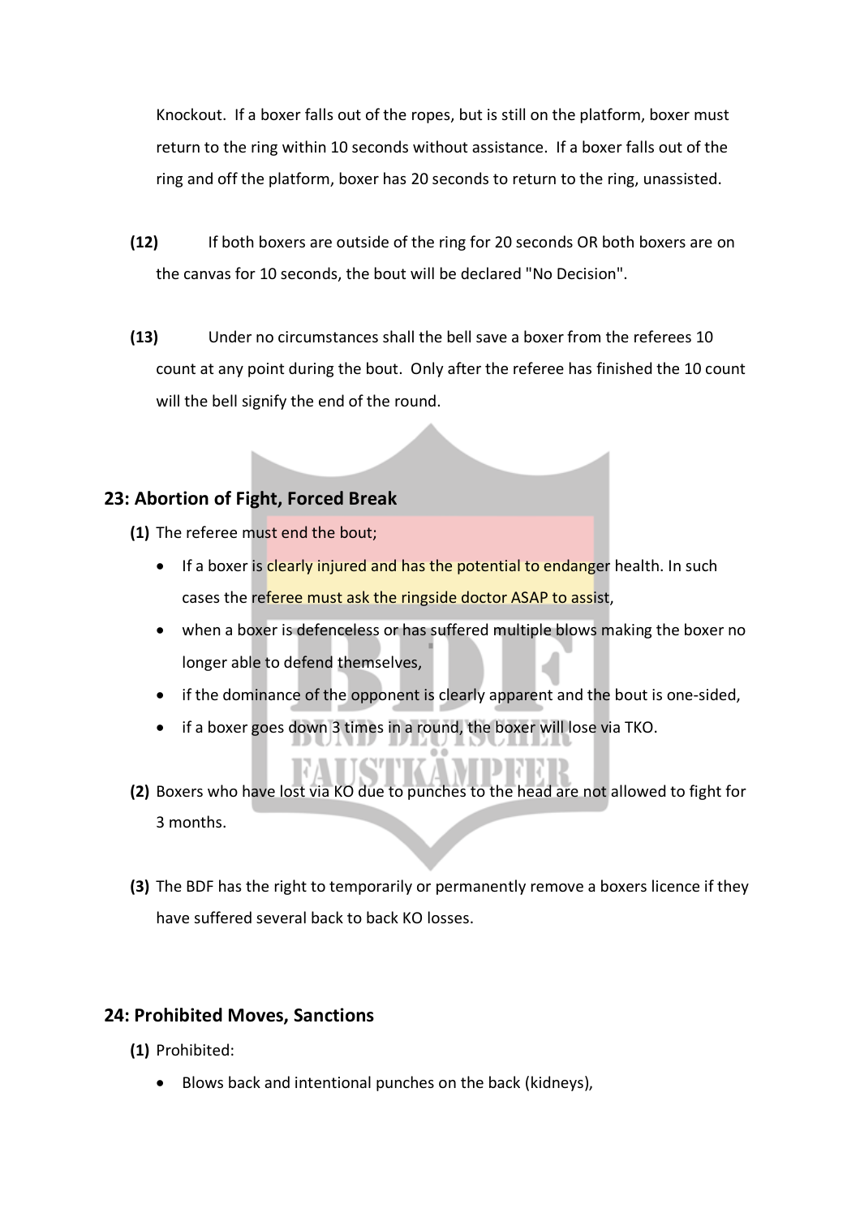Knockout. If a boxer falls out of the ropes, but is still on the platform, boxer must return to the ring within 10 seconds without assistance. If a boxer falls out of the ring and off the platform, boxer has 20 seconds to return to the ring, unassisted.

**(12)** If both boxers are outside of the ring for 20 seconds OR both boxers are on the canvas for 10 seconds, the bout will be declared "No Decision".

**(13)** Under no circumstances shall the bell save a boxer from the referees 10 count at any point during the bout. Only after the referee has finished the 10 count will the bell signify the end of the round.

## 23: Abortion of Fight, Forced Break

**(1)** The referee must end the bout;

- If a boxer is clearly injured and has the potential to endanger health. In such cases the referee must ask the ringside doctor ASAP to assist,
- when a boxer is defenceless or has suffered multiple blows making the boxer no longer able to defend themselves,
- if the dominance of the opponent is clearly apparent and the bout is one-sided,
- if a boxer goes down 3 times in a round, the boxer will lose via TKO.

**(2)** Boxers who have lost via KO due to punches to the head are not allowed to fight for 3 months.

**(3)** The BDF has the right to temporarily or permanently remove a boxers licence if they have suffered several back to back KO losses.

## 24: Prohibited Moves, Sanctions

**(1)** Prohibited:

- Blows back and intentional punches on the back (kidneys),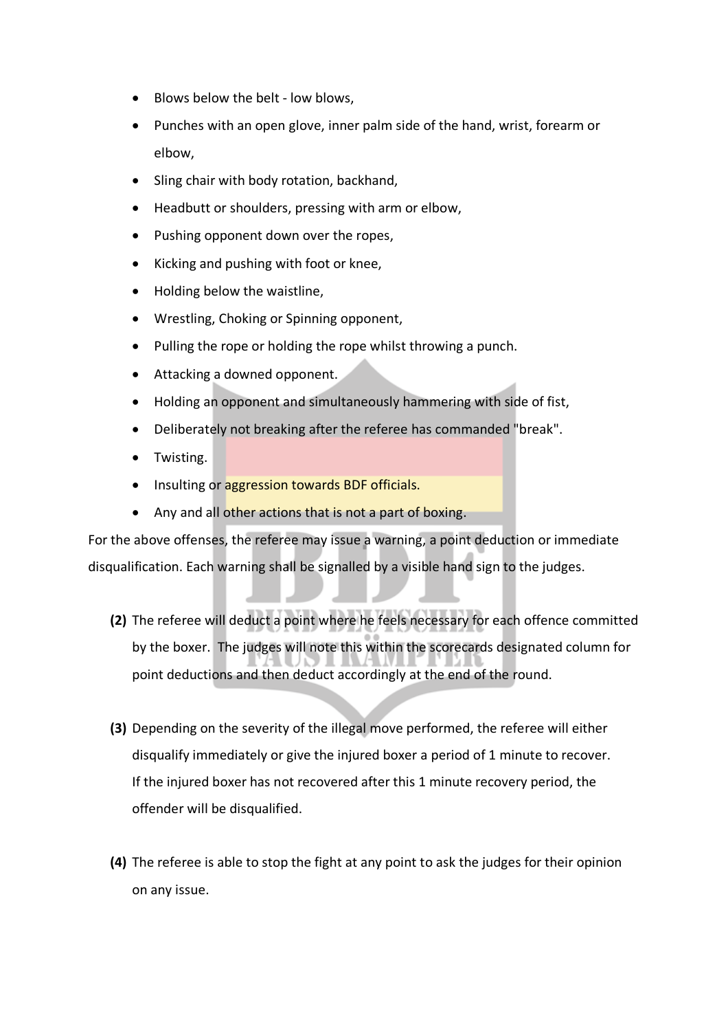- Blows below the belt - low blows,
- Punches with an open glove, inner palm side of the hand, wrist, forearm or elbow,
- Sling chair with body rotation, backhand,
- Headbutt or shoulders, pressing with arm or elbow,
- Pushing opponent down over the ropes,
- Kicking and pushing with foot or knee,
- Holding below the waistline,
- Wrestling, Choking or Spinning opponent,
- Pulling the rope or holding the rope whilst throwing a punch.
- Attacking a downed opponent.
- Holding an opponent and simultaneously hammering with side of fist,
- Deliberately not breaking after the referee has commanded "break".
- Twisting.
- Insulting or aggression towards BDF officials.
- Any and all other actions that is not a part of boxing.

For the above offenses, the referee may issue a warning, a point deduction or immediate disqualification. Each warning shall be signalled by a visible hand sign to the judges.

**(2)** The referee will deduct a point where he feels necessary for each offence committed by the boxer. The judges will note this within the scorecards designated column for point deductions and then deduct accordingly at the end of the round.

**(3)** Depending on the severity of the illegal move performed, the referee will either disqualify immediately or give the injured boxer a period of 1 minute to recover. If the injured boxer has not recovered after this 1 minute recovery period, the offender will be disqualified.

**(4)** The referee is able to stop the fight at any point to ask the judges for their opinion on any issue.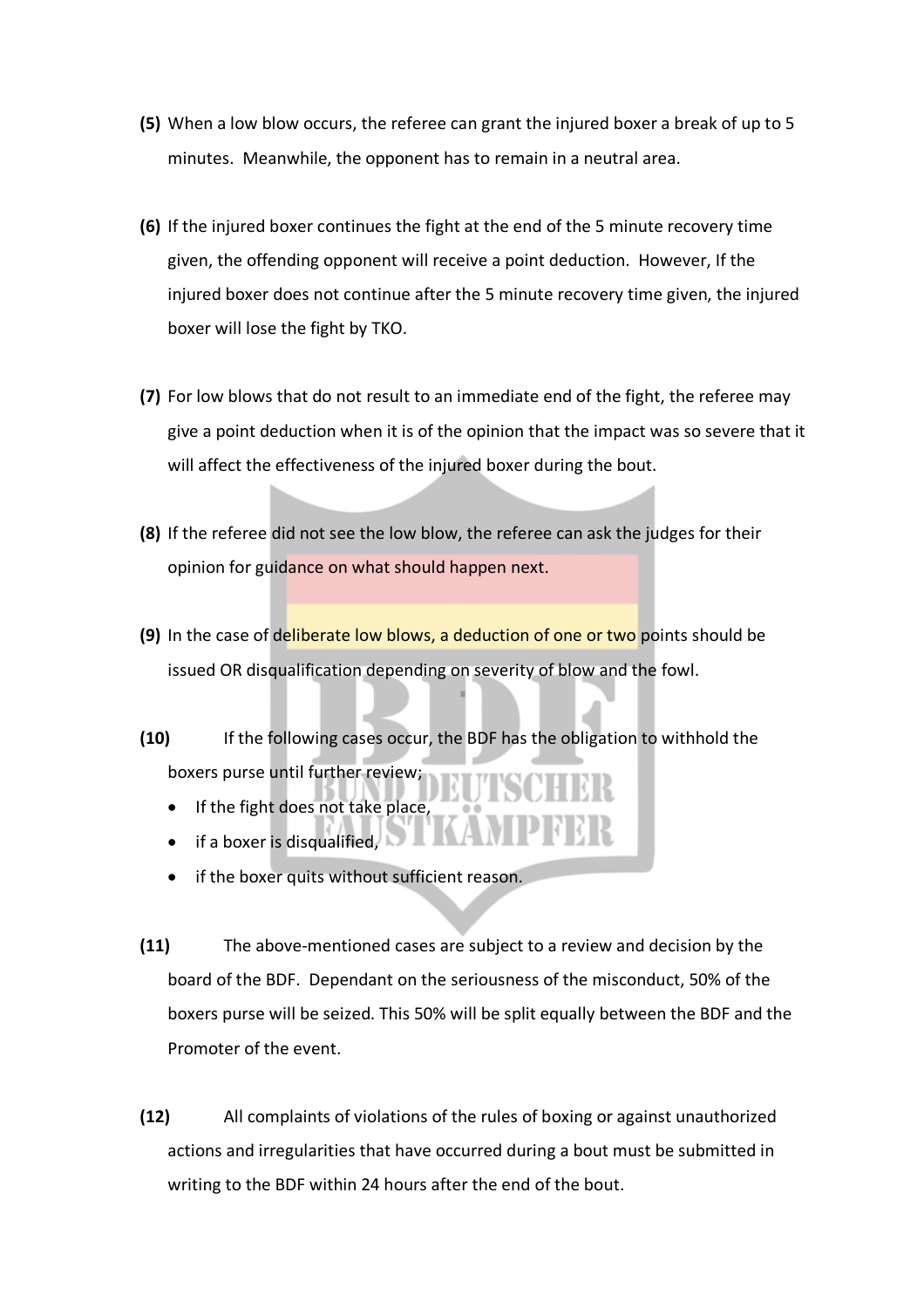**(5)** When a low blow occurs, the referee can grant the injured boxer a break of up to 5 minutes. Meanwhile, the opponent has to remain in a neutral area.

**(6)** If the injured boxer continues the fight at the end of the 5 minute recovery time given, the offending opponent will receive a point deduction. However, If the injured boxer does not continue after the 5 minute recovery time given, the injured boxer will lose the fight by TKO.

**(7)** For low blows that do not result to an immediate end of the fight, the referee may give a point deduction when it is of the opinion that the impact was so severe that it will affect the effectiveness of the injured boxer during the bout.

**(8)** If the referee did not see the low blow, the referee can ask the judges for their opinion for guidance on what should happen next.

**(9)** In the case of deliberate low blows, a deduction of one or two points should be issued OR disqualification depending on severity of blow and the fowl.

**(10)** If the following cases occur, the BDF has the obligation to withhold the boxers purse until further review;

- If the fight does not take place,
- if a boxer is disqualified,
- if the boxer quits without sufficient reason.

**(11)** The above-mentioned cases are subject to a review and decision by the board of the BDF. Dependant on the seriousness of the misconduct, 50% of the boxers purse will be seized. This 50% will be split equally between the BDF and the Promoter of the event.

**(12)** All complaints of violations of the rules of boxing or against unauthorized actions and irregularities that have occurred during a bout must be submitted in writing to the BDF within 24 hours after the end of the bout.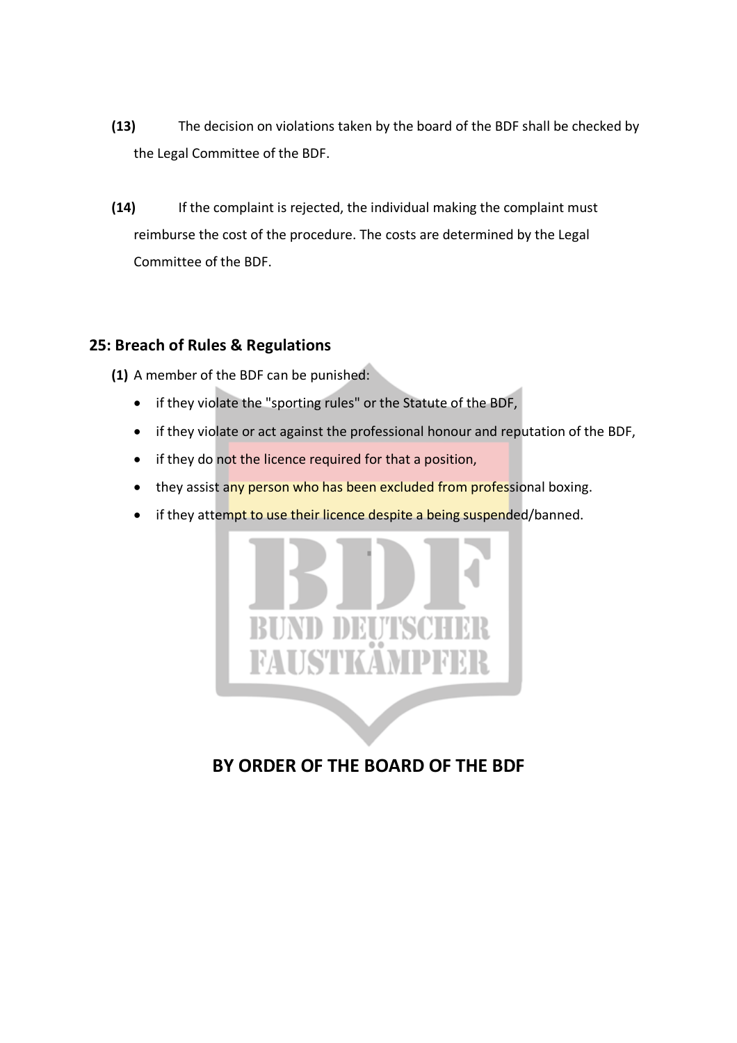**(13)** The decision on violations taken by the board of the BDF shall be checked by the Legal Committee of the BDF.

**(14)** If the complaint is rejected, the individual making the complaint must reimburse the cost of the procedure. The costs are determined by the Legal Committee of the BDF.

## 25: Breach of Rules & Regulations

**(1)** A member of the BDF can be punished:

- if they violate the "sporting rules" or the Statute of the BDF,
- if they violate or act against the professional honour and reputation of the BDF,
- if they do not the licence required for that a position,
- they assist any person who has been excluded from professional boxing.
- if they attempt to use their licence despite a being suspended/banned.

**BY ORDER OF THE BOARD OF THE BDF**